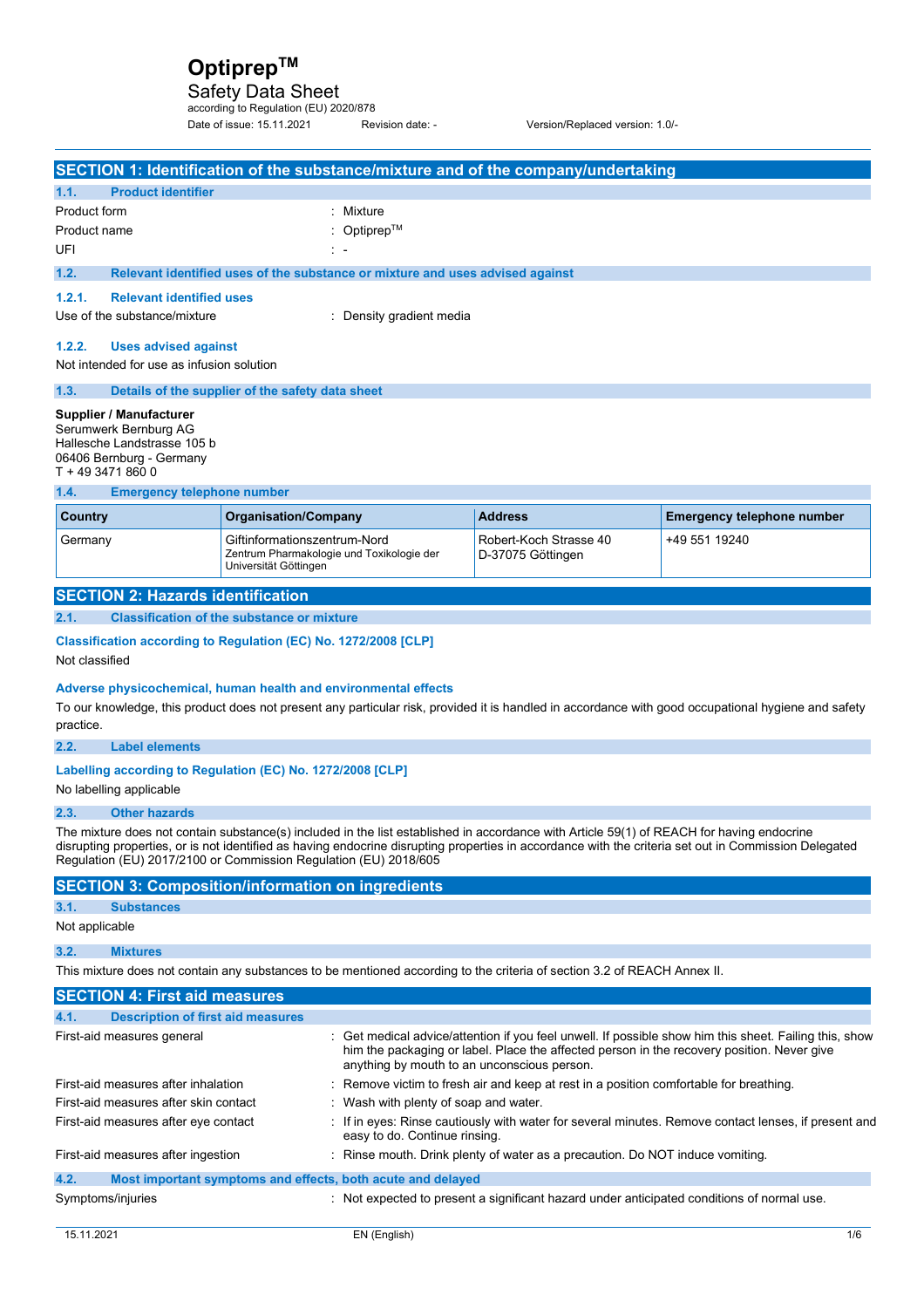# Optiprep™

## Safety Data Sheet

according to Regulation (EU) 2020/878

Date of issue: 15.11.2021 Revision date: - Version/Replaced version: 1.0/-

## SECTION 1: Identification of the substance/mixture and of the company/undertaking

### 1.1. Product identifier

Product form : Mixture

Product name : Optiprep™

UFI : -

### 1.2. Relevant identified uses of the substance or mixture and uses advised against

#### 1.2.1. Relevant identified uses

Use of the substance/mixture : Density gradient media

#### 1.2.2. Uses advised against

Not intended for use as infusion solution

### 1.3. Details of the supplier of the safety data sheet

**Supplier / Manufacturer**
Serumwerk Bernburg AG
Hallesche Landstrasse 105 b
06406 Bernburg - Germany
T + 49 3471 860 0

### 1.4. Emergency telephone number

| Country | Organisation/Company | Address | Emergency telephone number |
|---|---|---|---|
| Germany | Giftinformationszentrum-Nord<br>Zentrum Pharmakologie und Toxikologie der Universität Göttingen | Robert-Koch Strasse 40<br>D-37075 Göttingen | +49 551 19240 |

## SECTION 2: Hazards identification

### 2.1. Classification of the substance or mixture

**Classification according to Regulation (EC) No. 1272/2008 [CLP]**

Not classified

**Adverse physicochemical, human health and environmental effects**

To our knowledge, this product does not present any particular risk, provided it is handled in accordance with good occupational hygiene and safety practice.

### 2.2. Label elements

**Labelling according to Regulation (EC) No. 1272/2008 [CLP]**

No labelling applicable

### 2.3. Other hazards

The mixture does not contain substance(s) included in the list established in accordance with Article 59(1) of REACH for having endocrine disrupting properties, or is not identified as having endocrine disrupting properties in accordance with the criteria set out in Commission Delegated Regulation (EU) 2017/2100 or Commission Regulation (EU) 2018/605

## SECTION 3: Composition/information on ingredients

### 3.1. Substances

Not applicable

### 3.2. Mixtures

This mixture does not contain any substances to be mentioned according to the criteria of section 3.2 of REACH Annex II.

## SECTION 4: First aid measures

### 4.1. Description of first aid measures

First-aid measures general : Get medical advice/attention if you feel unwell. If possible show him this sheet. Failing this, show him the packaging or label. Place the affected person in the recovery position. Never give anything by mouth to an unconscious person.

First-aid measures after inhalation : Remove victim to fresh air and keep at rest in a position comfortable for breathing.

First-aid measures after skin contact : Wash with plenty of soap and water.

First-aid measures after eye contact : If in eyes: Rinse cautiously with water for several minutes. Remove contact lenses, if present and easy to do. Continue rinsing.

First-aid measures after ingestion : Rinse mouth. Drink plenty of water as a precaution. Do NOT induce vomiting.

### 4.2. Most important symptoms and effects, both acute and delayed

Symptoms/injuries : Not expected to present a significant hazard under anticipated conditions of normal use.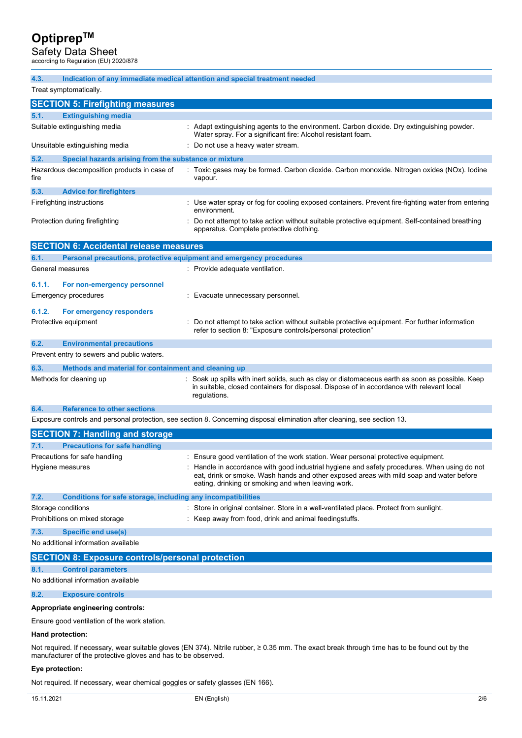#### 4.3. Indication of any immediate medical attention and special treatment needed

Treat symptomatically.

## SECTION 5: Firefighting measures

### 5.1. Extinguishing media

| | |
|---|---|
| Suitable extinguishing media | : Adapt extinguishing agents to the environment. Carbon dioxide. Dry extinguishing powder. Water spray. For a significant fire: Alcohol resistant foam. |
| Unsuitable extinguishing media | : Do not use a heavy water stream. |

### 5.2. Special hazards arising from the substance or mixture

| | |
|---|---|
| Hazardous decomposition products in case of fire | : Toxic gases may be formed. Carbon dioxide. Carbon monoxide. Nitrogen oxides (NOx). Iodine vapour. |

### 5.3. Advice for firefighters

| | |
|---|---|
| Firefighting instructions | : Use water spray or fog for cooling exposed containers. Prevent fire-fighting water from entering environment. |
| Protection during firefighting | : Do not attempt to take action without suitable protective equipment. Self-contained breathing apparatus. Complete protective clothing. |

## SECTION 6: Accidental release measures

### 6.1. Personal precautions, protective equipment and emergency procedures

| | |
|---|---|
| General measures | : Provide adequate ventilation. |

#### 6.1.1. For non-emergency personnel

| | |
|---|---|
| Emergency procedures | : Evacuate unnecessary personnel. |

#### 6.1.2. For emergency responders

| | |
|---|---|
| Protective equipment | : Do not attempt to take action without suitable protective equipment. For further information refer to section 8: "Exposure controls/personal protection" |

### 6.2. Environmental precautions

Prevent entry to sewers and public waters.

### 6.3. Methods and material for containment and cleaning up

| | |
|---|---|
| Methods for cleaning up | : Soak up spills with inert solids, such as clay or diatomaceous earth as soon as possible. Keep in suitable, closed containers for disposal. Dispose of in accordance with relevant local regulations. |

### 6.4. Reference to other sections

Exposure controls and personal protection, see section 8. Concerning disposal elimination after cleaning, see section 13.

## SECTION 7: Handling and storage

### 7.1. Precautions for safe handling

| | |
|---|---|
| Precautions for safe handling | : Ensure good ventilation of the work station. Wear personal protective equipment. |
| Hygiene measures | : Handle in accordance with good industrial hygiene and safety procedures. When using do not eat, drink or smoke. Wash hands and other exposed areas with mild soap and water before eating, drinking or smoking and when leaving work. |

### 7.2. Conditions for safe storage, including any incompatibilities

| | |
|---|---|
| Storage conditions | : Store in original container. Store in a well-ventilated place. Protect from sunlight. |
| Prohibitions on mixed storage | : Keep away from food, drink and animal feedingstuffs. |

### 7.3. Specific end use(s)

No additional information available

## SECTION 8: Exposure controls/personal protection

### 8.1. Control parameters

No additional information available

### 8.2. Exposure controls

**Appropriate engineering controls:**

Ensure good ventilation of the work station.

**Hand protection:**

Not required. If necessary, wear suitable gloves (EN 374). Nitrile rubber, ≥ 0.35 mm. The exact break through time has to be found out by the manufacturer of the protective gloves and has to be observed.

**Eye protection:**

Not required. If necessary, wear chemical goggles or safety glasses (EN 166).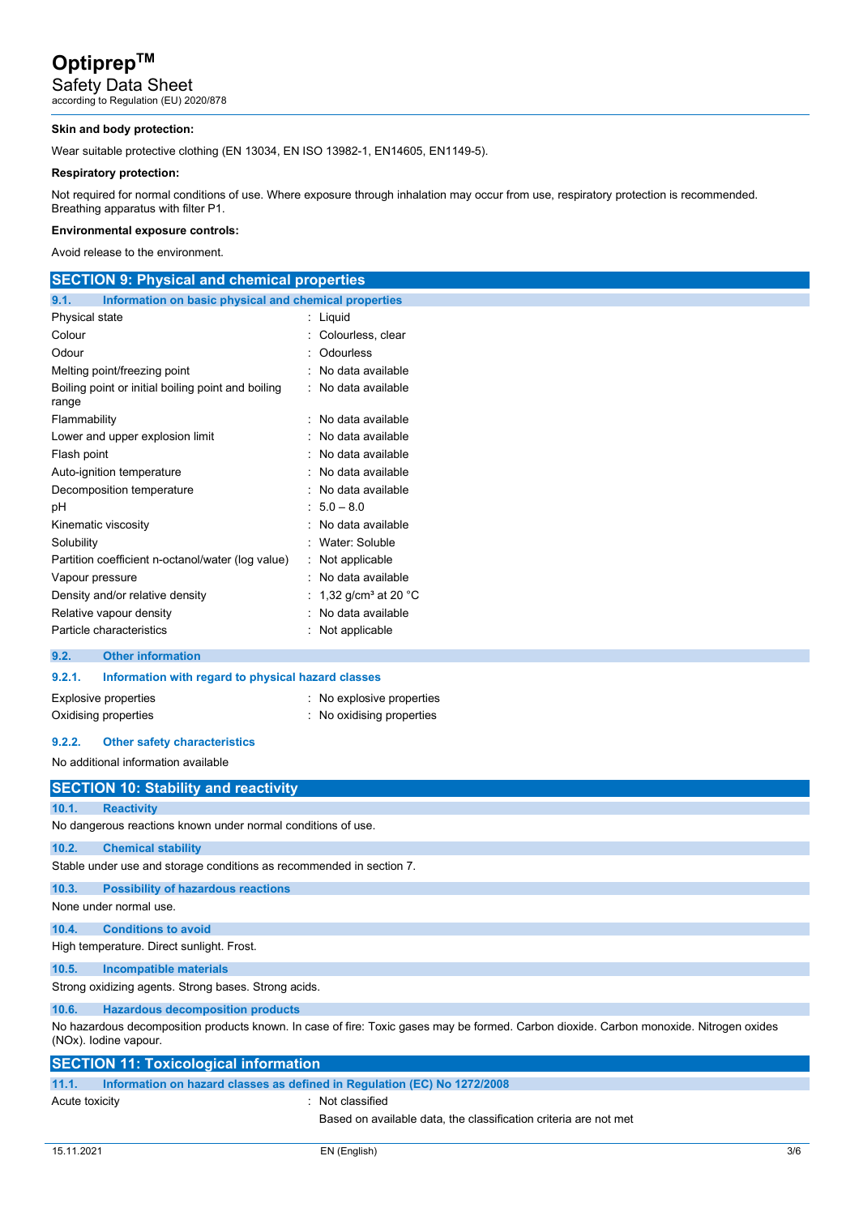**Skin and body protection:**

Wear suitable protective clothing (EN 13034, EN ISO 13982-1, EN14605, EN1149-5).

**Respiratory protection:**

Not required for normal conditions of use. Where exposure through inhalation may occur from use, respiratory protection is recommended. Breathing apparatus with filter P1.

**Environmental exposure controls:**

Avoid release to the environment.

## SECTION 9: Physical and chemical properties

### 9.1. Information on basic physical and chemical properties

| Property | Value |
|---|---|
| Physical state | Liquid |
| Colour | Colourless, clear |
| Odour | Odourless |
| Melting point/freezing point | No data available |
| Boiling point or initial boiling point and boiling range | No data available |
| Flammability | No data available |
| Lower and upper explosion limit | No data available |
| Flash point | No data available |
| Auto-ignition temperature | No data available |
| Decomposition temperature | No data available |
| pH | 5.0 – 8.0 |
| Kinematic viscosity | No data available |
| Solubility | Water: Soluble |
| Partition coefficient n-octanol/water (log value) | Not applicable |
| Vapour pressure | No data available |
| Density and/or relative density | 1,32 g/cm³ at 20 °C |
| Relative vapour density | No data available |
| Particle characteristics | Not applicable |

### 9.2. Other information

#### 9.2.1. Information with regard to physical hazard classes

| Property | Value |
|---|---|
| Explosive properties | No explosive properties |
| Oxidising properties | No oxidising properties |

#### 9.2.2. Other safety characteristics

No additional information available

## SECTION 10: Stability and reactivity

### 10.1. Reactivity

No dangerous reactions known under normal conditions of use.

### 10.2. Chemical stability

Stable under use and storage conditions as recommended in section 7.

### 10.3. Possibility of hazardous reactions

None under normal use.

### 10.4. Conditions to avoid

High temperature. Direct sunlight. Frost.

### 10.5. Incompatible materials

Strong oxidizing agents. Strong bases. Strong acids.

### 10.6. Hazardous decomposition products

No hazardous decomposition products known. In case of fire: Toxic gases may be formed. Carbon dioxide. Carbon monoxide. Nitrogen oxides (NOx). Iodine vapour.

## SECTION 11: Toxicological information

### 11.1. Information on hazard classes as defined in Regulation (EC) No 1272/2008

Acute toxicity : Not classified

Based on available data, the classification criteria are not met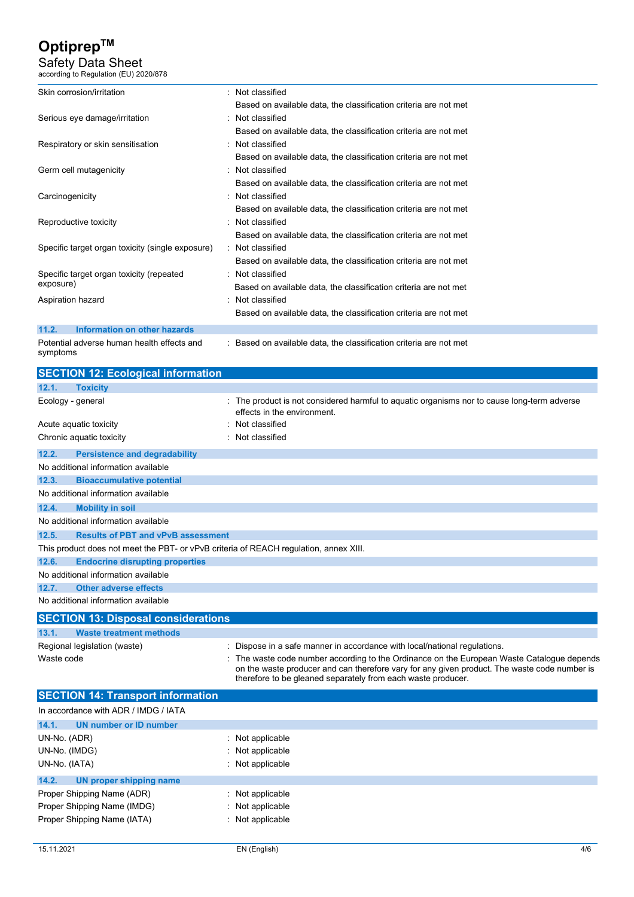| | |
|---|---|
| Skin corrosion/irritation | : Not classified<br>Based on available data, the classification criteria are not met |
| Serious eye damage/irritation | : Not classified<br>Based on available data, the classification criteria are not met |
| Respiratory or skin sensitisation | : Not classified<br>Based on available data, the classification criteria are not met |
| Germ cell mutagenicity | : Not classified<br>Based on available data, the classification criteria are not met |
| Carcinogenicity | : Not classified<br>Based on available data, the classification criteria are not met |
| Reproductive toxicity | : Not classified<br>Based on available data, the classification criteria are not met |
| Specific target organ toxicity (single exposure) | : Not classified<br>Based on available data, the classification criteria are not met |
| Specific target organ toxicity (repeated exposure) | : Not classified<br>Based on available data, the classification criteria are not met |
| Aspiration hazard | : Not classified<br>Based on available data, the classification criteria are not met |

### 11.2. Information on other hazards

| | |
|---|---|
| Potential adverse human health effects and symptoms | : Based on available data, the classification criteria are not met |

## SECTION 12: Ecological information

### 12.1. Toxicity

| | |
|---|---|
| Ecology - general | : The product is not considered harmful to aquatic organisms nor to cause long-term adverse effects in the environment. |
| Acute aquatic toxicity | : Not classified |
| Chronic aquatic toxicity | : Not classified |

### 12.2. Persistence and degradability

No additional information available

### 12.3. Bioaccumulative potential

No additional information available

### 12.4. Mobility in soil

No additional information available

### 12.5. Results of PBT and vPvB assessment

This product does not meet the PBT- or vPvB criteria of REACH regulation, annex XIII.

### 12.6. Endocrine disrupting properties

No additional information available

### 12.7. Other adverse effects

No additional information available

## SECTION 13: Disposal considerations

### 13.1. Waste treatment methods

| | |
|---|---|
| Regional legislation (waste) | : Dispose in a safe manner in accordance with local/national regulations. |
| Waste code | : The waste code number according to the Ordinance on the European Waste Catalogue depends on the waste producer and can therefore vary for any given product. The waste code number is therefore to be gleaned separately from each waste producer. |

## SECTION 14: Transport information

In accordance with ADR / IMDG / IATA

### 14.1. UN number or ID number

| | |
|---|---|
| UN-No. (ADR) | : Not applicable |
| UN-No. (IMDG) | : Not applicable |
| UN-No. (IATA) | : Not applicable |

### 14.2. UN proper shipping name

| | |
|---|---|
| Proper Shipping Name (ADR) | : Not applicable |
| Proper Shipping Name (IMDG) | : Not applicable |
| Proper Shipping Name (IATA) | : Not applicable |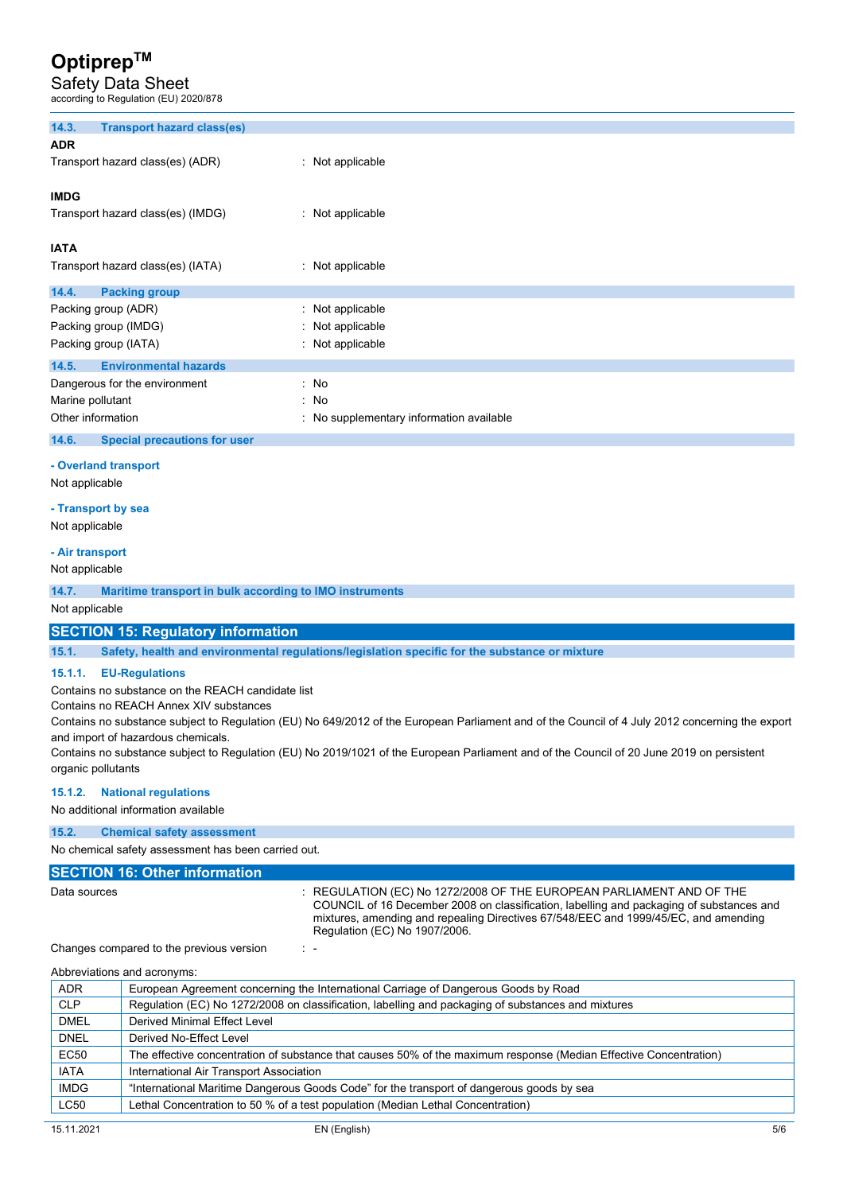### 14.3. Transport hazard class(es)

**ADR**

Transport hazard class(es) (ADR) : Not applicable

**IMDG**

Transport hazard class(es) (IMDG) : Not applicable

**IATA**

Transport hazard class(es) (IATA) : Not applicable

### 14.4. Packing group

Packing group (ADR) : Not applicable

Packing group (IMDG) : Not applicable

Packing group (IATA) : Not applicable

### 14.5. Environmental hazards

Dangerous for the environment : No

Marine pollutant : No

Other information : No supplementary information available

### 14.6. Special precautions for user

**- Overland transport**

Not applicable

**- Transport by sea**

Not applicable

**- Air transport**

Not applicable

### 14.7. Maritime transport in bulk according to IMO instruments

Not applicable

## SECTION 15: Regulatory information

### 15.1. Safety, health and environmental regulations/legislation specific for the substance or mixture

#### 15.1.1. EU-Regulations

Contains no substance on the REACH candidate list

Contains no REACH Annex XIV substances

Contains no substance subject to Regulation (EU) No 649/2012 of the European Parliament and of the Council of 4 July 2012 concerning the export and import of hazardous chemicals.

Contains no substance subject to Regulation (EU) No 2019/1021 of the European Parliament and of the Council of 20 June 2019 on persistent organic pollutants

#### 15.1.2. National regulations

No additional information available

### 15.2. Chemical safety assessment

No chemical safety assessment has been carried out.

## SECTION 16: Other information

Data sources : REGULATION (EC) No 1272/2008 OF THE EUROPEAN PARLIAMENT AND OF THE COUNCIL of 16 December 2008 on classification, labelling and packaging of substances and mixtures, amending and repealing Directives 67/548/EEC and 1999/45/EC, and amending Regulation (EC) No 1907/2006.

Changes compared to the previous version : -

Abbreviations and acronyms:

| | |
|---|---|
| ADR | European Agreement concerning the International Carriage of Dangerous Goods by Road |
| CLP | Regulation (EC) No 1272/2008 on classification, labelling and packaging of substances and mixtures |
| DMEL | Derived Minimal Effect Level |
| DNEL | Derived No-Effect Level |
| EC50 | The effective concentration of substance that causes 50% of the maximum response (Median Effective Concentration) |
| IATA | International Air Transport Association |
| IMDG | "International Maritime Dangerous Goods Code" for the transport of dangerous goods by sea |
| LC50 | Lethal Concentration to 50 % of a test population (Median Lethal Concentration) |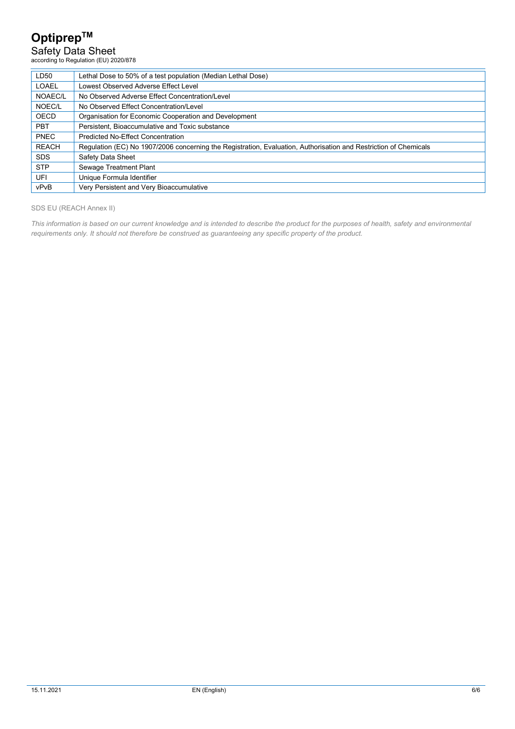| | |
|---|---|
| LD50 | Lethal Dose to 50% of a test population (Median Lethal Dose) |
| LOAEL | Lowest Observed Adverse Effect Level |
| NOAEC/L | No Observed Adverse Effect Concentration/Level |
| NOEC/L | No Observed Effect Concentration/Level |
| OECD | Organisation for Economic Cooperation and Development |
| PBT | Persistent, Bioaccumulative and Toxic substance |
| PNEC | Predicted No-Effect Concentration |
| REACH | Regulation (EC) No 1907/2006 concerning the Registration, Evaluation, Authorisation and Restriction of Chemicals |
| SDS | Safety Data Sheet |
| STP | Sewage Treatment Plant |
| UFI | Unique Formula Identifier |
| vPvB | Very Persistent and Very Bioaccumulative |

SDS EU (REACH Annex II)

*This information is based on our current knowledge and is intended to describe the product for the purposes of health, safety and environmental requirements only. It should not therefore be construed as guaranteeing any specific property of the product.*